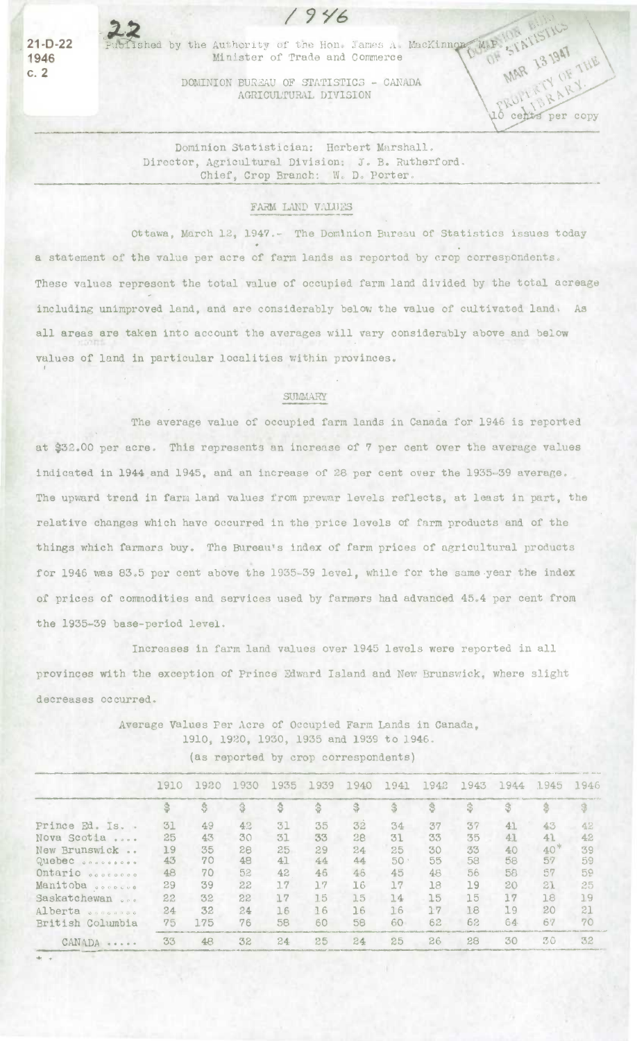21-D-22
1946
c. 2

1946

22

Published by the Authority of the Hon. James A. MacKinnon, M.P.
Minister of Trade and Commerce

DOMINION BUREAU OF STATISTICS - CANADA
AGRICULTURAL DIVISION

DOMINION BUREAU OF STATISTICS
MAR 13 1947
PROPERTY OF THE LIBRARY

10 cents per copy

Dominion Statistician: Herbert Marshall.
Director, Agricultural Division: J. B. Rutherford.
Chief, Crop Branch: W. D. Porter.

## FARM LAND VALUES

Ottawa, March 12, 1947.- The Dominion Bureau of Statistics issues today a statement of the value per acre of farm lands as reported by crop correspondents. These values represent the total value of occupied farm land divided by the total acreage including unimproved land, and are considerably below the value of cultivated land. As all areas are taken into account the averages will vary considerably above and below values of land in particular localities within provinces.

### SUMMARY

The average value of occupied farm lands in Canada for 1946 is reported at $32.00 per acre. This represents an increase of 7 per cent over the average values indicated in 1944 and 1945, and an increase of 28 per cent over the 1935-39 average. The upward trend in farm land values from prewar levels reflects, at least in part, the relative changes which have occurred in the price levels of farm products and of the things which farmers buy. The Bureau's index of farm prices of agricultural products for 1946 was 83.5 per cent above the 1935-39 level, while for the same year the index of prices of commodities and services used by farmers had advanced 45.4 per cent from the 1935-39 base-period level.

Increases in farm land values over 1945 levels were reported in all provinces with the exception of Prince Edward Island and New Brunswick, where slight decreases occurred.

Average Values Per Acre of Occupied Farm Lands in Canada, 1910, 1920, 1930, 1935 and 1939 to 1946.
(as reported by crop correspondents)

| | 1910 | 1920 | 1930 | 1935 | 1939 | 1940 | 1941 | 1942 | 1943 | 1944 | 1945 | 1946 |
|---|---|---|---|---|---|---|---|---|---|---|---|---|
| | $ | $ | $ | $ | $ | $ | $ | $ | $ | $ | $ | $ |
| Prince Ed. Is. | 31 | 49 | 42 | 31 | 35 | 32 | 34 | 37 | 37 | 41 | 43 | 42 |
| Nova Scotia | 25 | 43 | 30 | 31 | 33 | 28 | 31 | 33 | 35 | 41 | 41 | 42 |
| New Brunswick | 19 | 35 | 28 | 25 | 29 | 24 | 25 | 30 | 33 | 40 | 40* | 39 |
| Quebec | 43 | 70 | 48 | 41 | 44 | 44 | 50 | 55 | 58 | 58 | 57 | 59 |
| Ontario | 48 | 70 | 52 | 42 | 46 | 46 | 45 | 48 | 56 | 58 | 57 | 59 |
| Manitoba | 29 | 39 | 22 | 17 | 17 | 16 | 17 | 18 | 19 | 20 | 21 | 25 |
| Saskatchewan | 22 | 32 | 22 | 17 | 15 | 15 | 14 | 15 | 15 | 17 | 18 | 19 |
| Alberta | 24 | 32 | 24 | 16 | 16 | 16 | 16 | 17 | 18 | 19 | 20 | 21 |
| British Columbia | 75 | 175 | 76 | 58 | 60 | 58 | 60 | 62 | 62 | 64 | 67 | 70 |
| CANADA | 33 | 48 | 32 | 24 | 25 | 24 | 25 | 26 | 28 | 30 | 30 | 32 |

*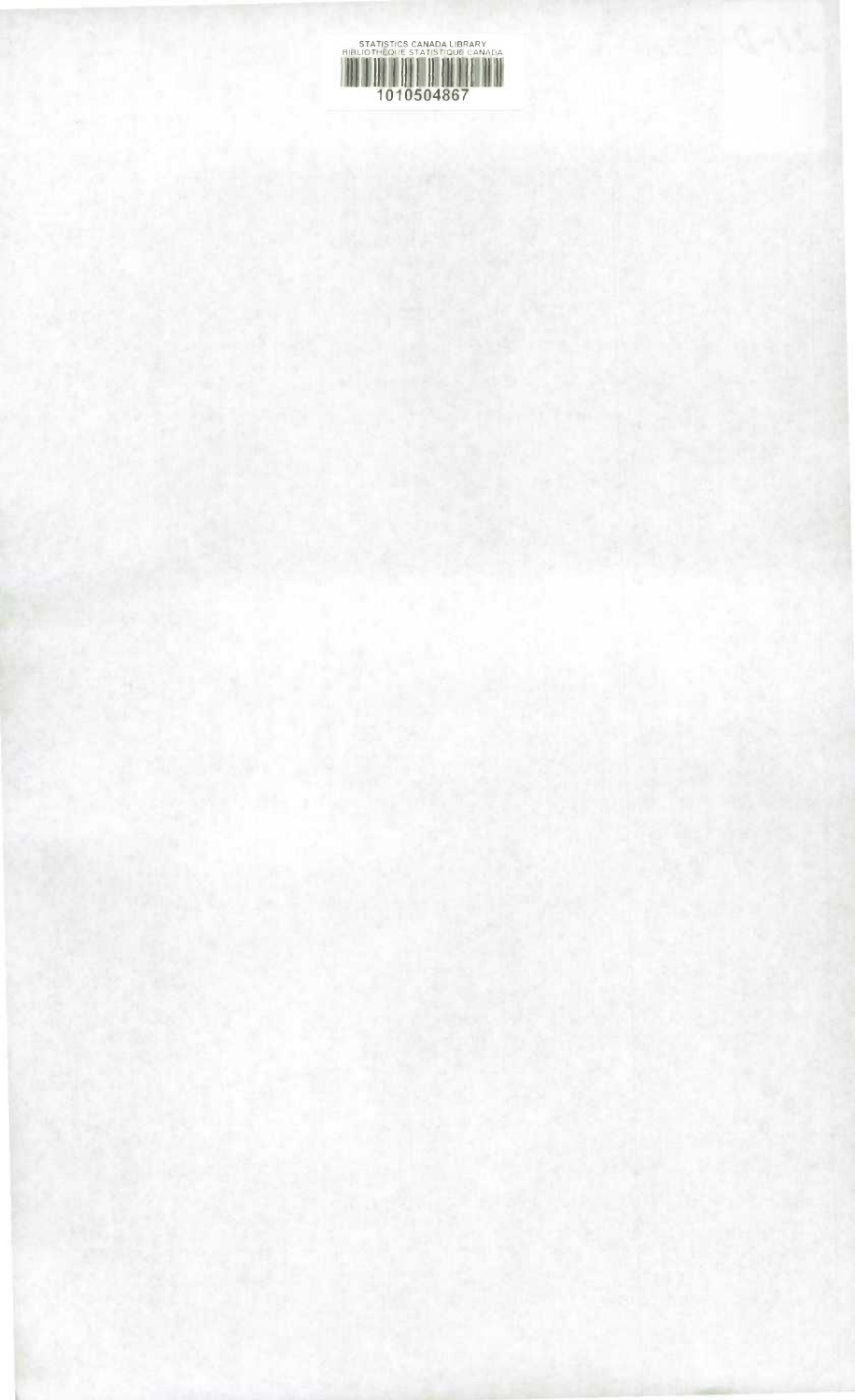STATISTICS CANADA LIBRARY
BIBLIOTHÈQUE STATISTIQUE CANADA

1010504867